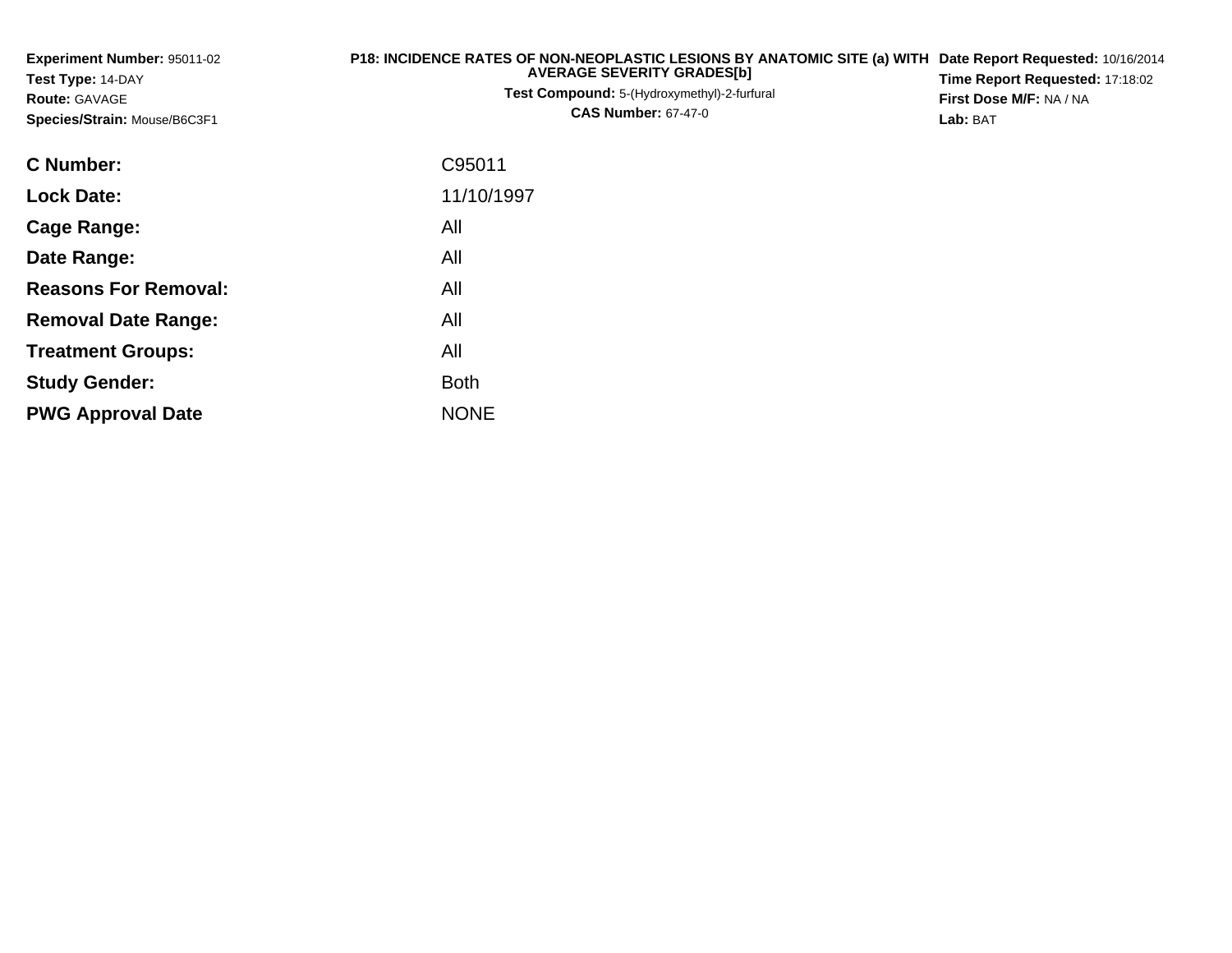**Experiment Number:** 95011-02
**Test Type:** 14-DAY
**Route:** GAVAGE
**Species/Strain:** Mouse/B6C3F1

**P18: INCIDENCE RATES OF NON-NEOPLASTIC LESIONS BY ANATOMIC SITE (a) WITH AVERAGE SEVERITY GRADES[b]**
**Test Compound:** 5-(Hydroxymethyl)-2-furfural
**CAS Number:** 67-47-0

**Date Report Requested:** 10/16/2014
**Time Report Requested:** 17:18:02
**First Dose M/F:** NA / NA
**Lab:** BAT

| | |
|---|---|
| **C Number:** | C95011 |
| **Lock Date:** | 11/10/1997 |
| **Cage Range:** | All |
| **Date Range:** | All |
| **Reasons For Removal:** | All |
| **Removal Date Range:** | All |
| **Treatment Groups:** | All |
| **Study Gender:** | Both |
| **PWG Approval Date** | NONE |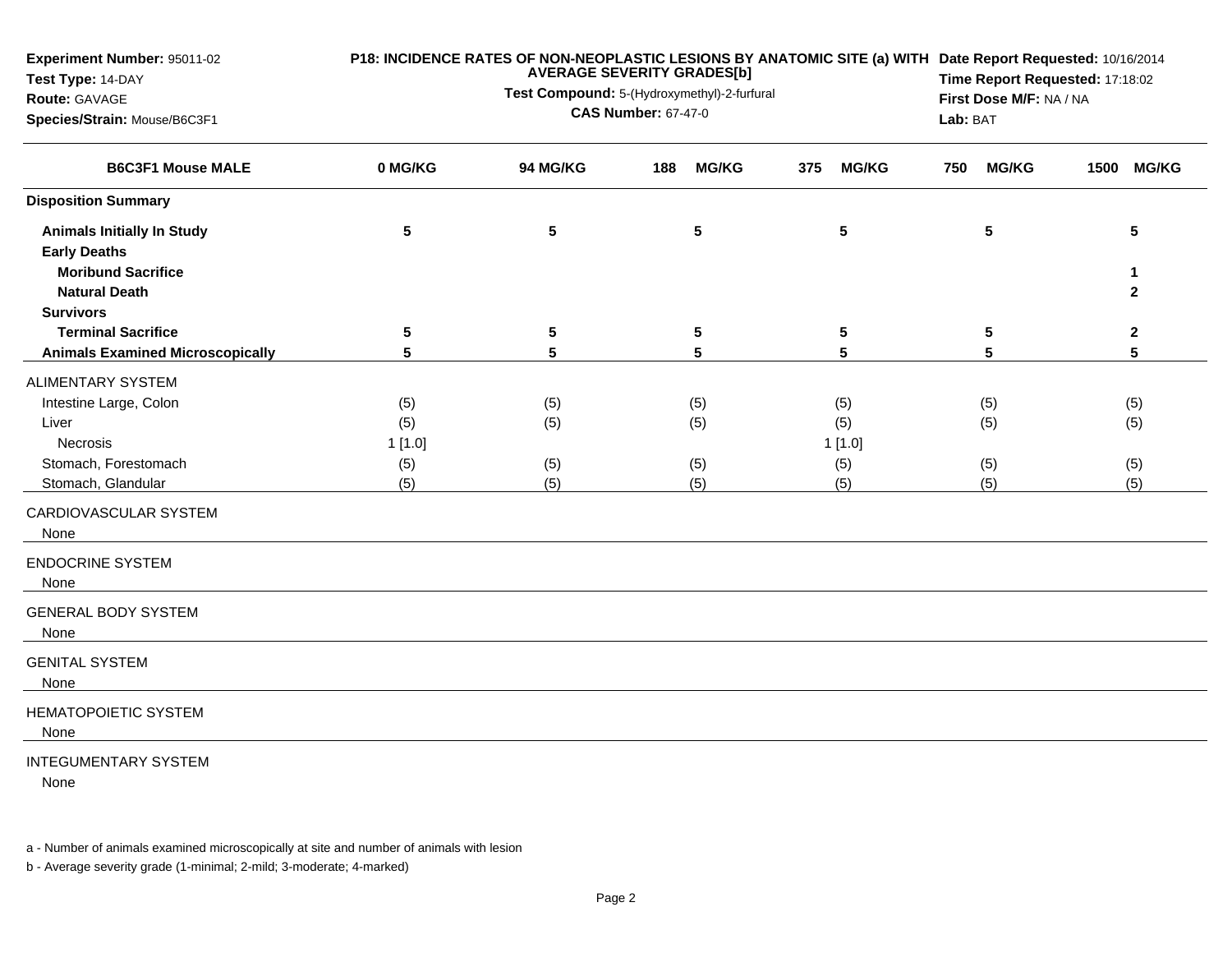**Experiment Number:** 95011-02
**Test Type:** 14-DAY
**Route:** GAVAGE
**Species/Strain:** Mouse/B6C3F1

**P18: INCIDENCE RATES OF NON-NEOPLASTIC LESIONS BY ANATOMIC SITE (a) WITH AVERAGE SEVERITY GRADES[b]**
**Test Compound:** 5-(Hydroxymethyl)-2-furfural
**CAS Number:** 67-47-0

**Date Report Requested:** 10/16/2014
**Time Report Requested:** 17:18:02
**First Dose M/F:** NA / NA
**Lab:** BAT

| B6C3F1 Mouse MALE | 0 MG/KG | 94 MG/KG | 188 MG/KG | 375 MG/KG | 750 MG/KG | 1500 MG/KG |
|---|---|---|---|---|---|---|
| **Disposition Summary** | | | | | | |
| **Animals Initially In Study** | 5 | 5 | 5 | 5 | 5 | 5 |
| **Early Deaths** | | | | | | |
| **Moribund Sacrifice** | | | | | | 1 |
| **Natural Death** | | | | | | 2 |
| **Survivors** | | | | | | |
| **Terminal Sacrifice** | 5 | 5 | 5 | 5 | 5 | 2 |
| **Animals Examined Microscopically** | 5 | 5 | 5 | 5 | 5 | 5 |
| ALIMENTARY SYSTEM | | | | | | |
| Intestine Large, Colon | (5) | (5) | (5) | (5) | (5) | (5) |
| Liver | (5) | (5) | (5) | (5) | (5) | (5) |
| Necrosis | 1 [1.0] | | | 1 [1.0] | | |
| Stomach, Forestomach | (5) | (5) | (5) | (5) | (5) | (5) |
| Stomach, Glandular | (5) | (5) | (5) | (5) | (5) | (5) |
| CARDIOVASCULAR SYSTEM | | | | | | |
| None | | | | | | |
| ENDOCRINE SYSTEM | | | | | | |
| None | | | | | | |
| GENERAL BODY SYSTEM | | | | | | |
| None | | | | | | |
| GENITAL SYSTEM | | | | | | |
| None | | | | | | |
| HEMATOPOIETIC SYSTEM | | | | | | |
| None | | | | | | |
| INTEGUMENTARY SYSTEM | | | | | | |
| None | | | | | | |

a - Number of animals examined microscopically at site and number of animals with lesion

b - Average severity grade (1-minimal; 2-mild; 3-moderate; 4-marked)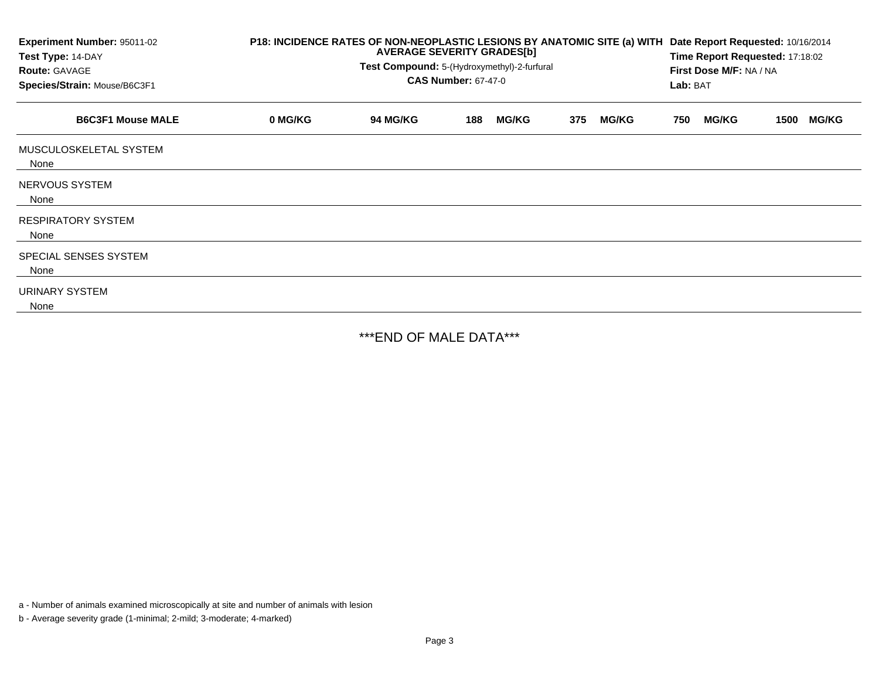**Experiment Number:** 95011-02
**Test Type:** 14-DAY
**Route:** GAVAGE
**Species/Strain:** Mouse/B6C3F1

**P18: INCIDENCE RATES OF NON-NEOPLASTIC LESIONS BY ANATOMIC SITE (a) WITH AVERAGE SEVERITY GRADES[b]**
**Test Compound:** 5-(Hydroxymethyl)-2-furfural
**CAS Number:** 67-47-0

**Date Report Requested:** 10/16/2014
**Time Report Requested:** 17:18:02
**First Dose M/F:** NA / NA
**Lab:** BAT

| B6C3F1 Mouse MALE | 0 MG/KG | 94 MG/KG | 188 MG/KG | 375 MG/KG | 750 MG/KG | 1500 MG/KG |
|---|---|---|---|---|---|---|
| MUSCULOSKELETAL SYSTEM | | | | | | |
| None | | | | | | |
| NERVOUS SYSTEM | | | | | | |
| None | | | | | | |
| RESPIRATORY SYSTEM | | | | | | |
| None | | | | | | |
| SPECIAL SENSES SYSTEM | | | | | | |
| None | | | | | | |
| URINARY SYSTEM | | | | | | |
| None | | | | | | |

***END OF MALE DATA***

a - Number of animals examined microscopically at site and number of animals with lesion

b - Average severity grade (1-minimal; 2-mild; 3-moderate; 4-marked)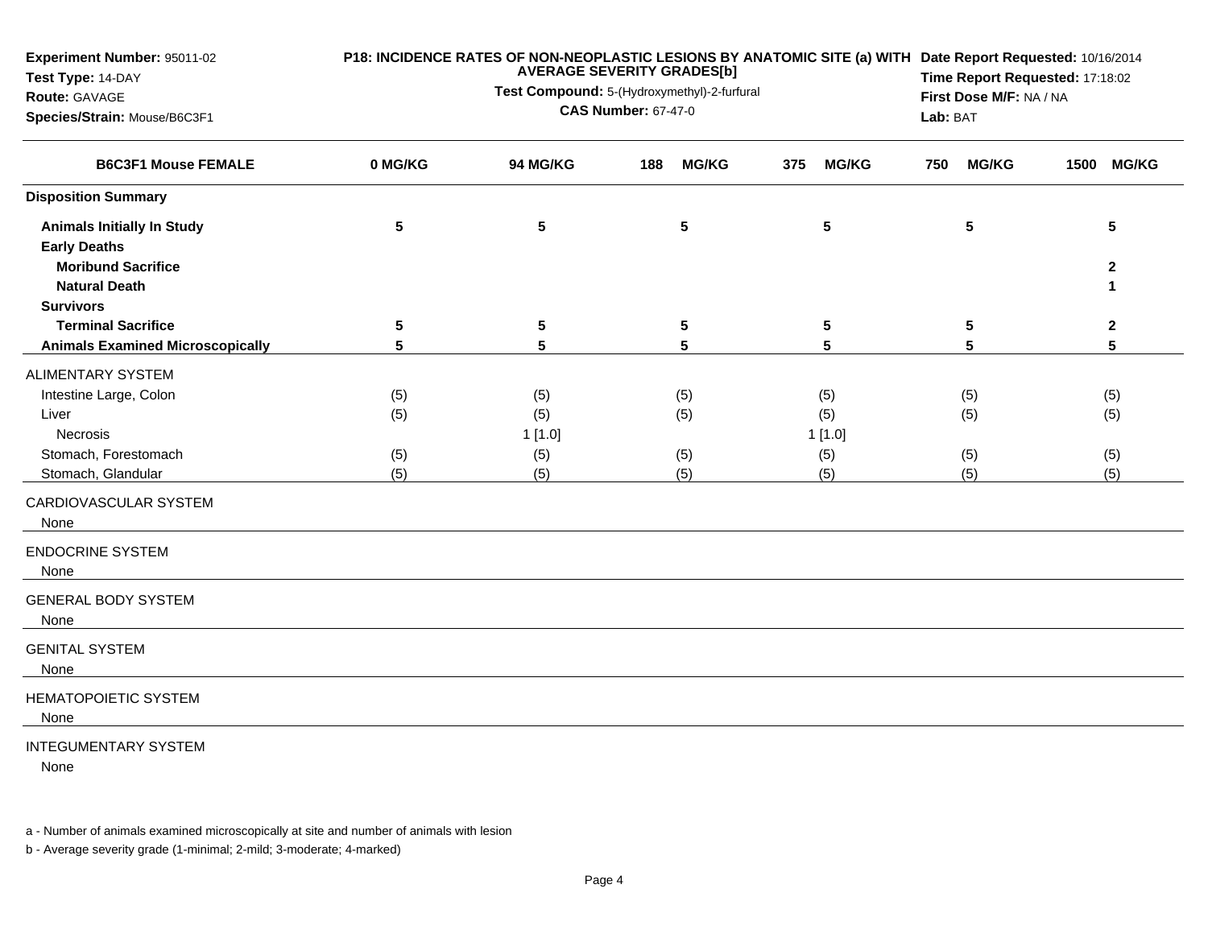**Experiment Number:** 95011-02
**Test Type:** 14-DAY
**Route:** GAVAGE
**Species/Strain:** Mouse/B6C3F1

**P18: INCIDENCE RATES OF NON-NEOPLASTIC LESIONS BY ANATOMIC SITE (a) WITH AVERAGE SEVERITY GRADES[b]**
**Test Compound:** 5-(Hydroxymethyl)-2-furfural
**CAS Number:** 67-47-0

**Date Report Requested:** 10/16/2014
**Time Report Requested:** 17:18:02
**First Dose M/F:** NA / NA
**Lab:** BAT

| B6C3F1 Mouse FEMALE | 0 MG/KG | 94 MG/KG | 188 MG/KG | 375 MG/KG | 750 MG/KG | 1500 MG/KG |
|---|---|---|---|---|---|---|
| **Disposition Summary** | | | | | | |
| **Animals Initially In Study** | **5** | **5** | **5** | **5** | **5** | **5** |
| **Early Deaths** | | | | | | |
| **Moribund Sacrifice** | | | | | | **2** |
| **Natural Death** | | | | | | **1** |
| **Survivors** | | | | | | |
| **Terminal Sacrifice** | **5** | **5** | **5** | **5** | **5** | **2** |
| **Animals Examined Microscopically** | **5** | **5** | **5** | **5** | **5** | **5** |
| ALIMENTARY SYSTEM | | | | | | |
| Intestine Large, Colon | (5) | (5) | (5) | (5) | (5) | (5) |
| Liver | (5) | (5) | (5) | (5) | (5) | (5) |
| Necrosis | | 1 [1.0] | | 1 [1.0] | | |
| Stomach, Forestomach | (5) | (5) | (5) | (5) | (5) | (5) |
| Stomach, Glandular | (5) | (5) | (5) | (5) | (5) | (5) |
| CARDIOVASCULAR SYSTEM | | | | | | |
| None | | | | | | |
| ENDOCRINE SYSTEM | | | | | | |
| None | | | | | | |
| GENERAL BODY SYSTEM | | | | | | |
| None | | | | | | |
| GENITAL SYSTEM | | | | | | |
| None | | | | | | |
| HEMATOPOIETIC SYSTEM | | | | | | |
| None | | | | | | |
| INTEGUMENTARY SYSTEM | | | | | | |
| None | | | | | | |

a - Number of animals examined microscopically at site and number of animals with lesion

b - Average severity grade (1-minimal; 2-mild; 3-moderate; 4-marked)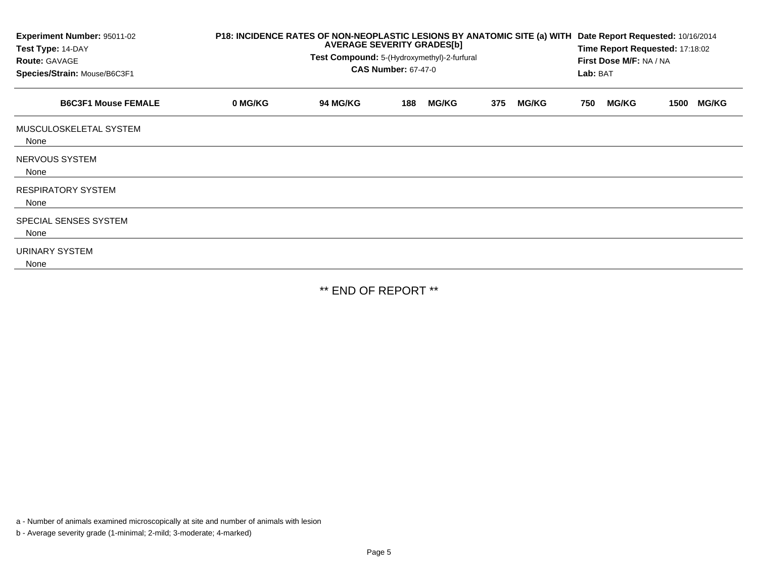**Experiment Number:** 95011-02
**Test Type:** 14-DAY
**Route:** GAVAGE
**Species/Strain:** Mouse/B6C3F1

**P18: INCIDENCE RATES OF NON-NEOPLASTIC LESIONS BY ANATOMIC SITE (a) WITH AVERAGE SEVERITY GRADES[b]**
**Test Compound:** 5-(Hydroxymethyl)-2-furfural
**CAS Number:** 67-47-0

**Date Report Requested:** 10/16/2014
**Time Report Requested:** 17:18:02
**First Dose M/F:** NA / NA
**Lab:** BAT

| B6C3F1 Mouse FEMALE | 0 MG/KG | 94 MG/KG | 188 MG/KG | 375 MG/KG | 750 MG/KG | 1500 MG/KG |
|---|---|---|---|---|---|---|
| MUSCULOSKELETAL SYSTEM | | | | | | |
| None | | | | | | |
| NERVOUS SYSTEM | | | | | | |
| None | | | | | | |
| RESPIRATORY SYSTEM | | | | | | |
| None | | | | | | |
| SPECIAL SENSES SYSTEM | | | | | | |
| None | | | | | | |
| URINARY SYSTEM | | | | | | |
| None | | | | | | |

** END OF REPORT **

a - Number of animals examined microscopically at site and number of animals with lesion

b - Average severity grade (1-minimal; 2-mild; 3-moderate; 4-marked)